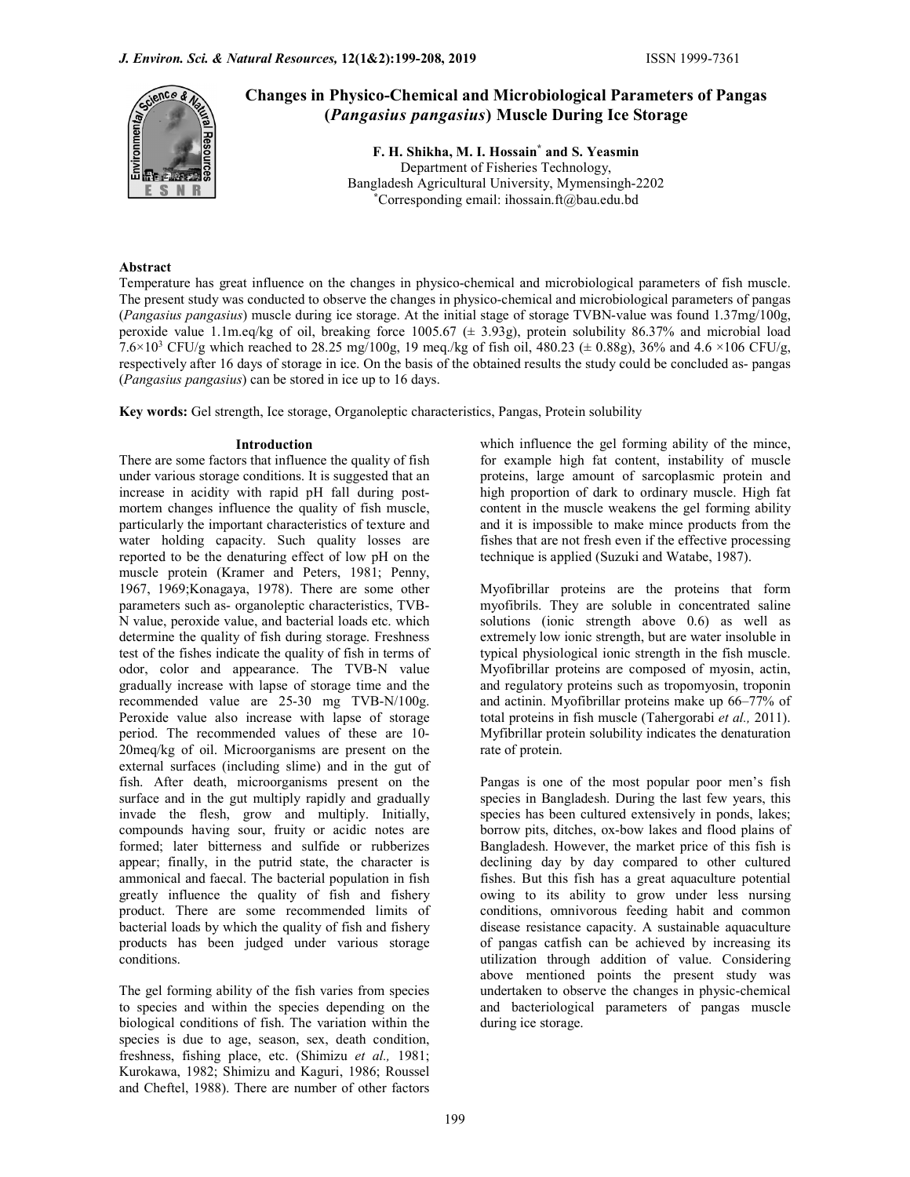# Changes in Physico-Chemical and Microbiological Parameters of Pangas (*Pangasius pangasius*) Muscle During Ice Storage

**F. H. Shikha, M. I. Hossain*[*] and S. Yeasmin**

Department of Fisheries Technology,
Bangladesh Agricultural University, Mymensingh-2202
[*]Corresponding email: ihossain.ft@bau.edu.bd

## Abstract

Temperature has great influence on the changes in physico-chemical and microbiological parameters of fish muscle. The present study was conducted to observe the changes in physico-chemical and microbiological parameters of pangas (*Pangasius pangasius*) muscle during ice storage. At the initial stage of storage TVBN-value was found 1.37mg/100g, peroxide value 1.1m.eq/kg of oil, breaking force 1005.67 (± 3.93g), protein solubility 86.37% and microbial load $7.6\times10^3$ CFU/g which reached to 28.25 mg/100g, 19 meq./kg of fish oil, 480.23 (± 0.88g), 36% and 4.6 ×106 CFU/g, respectively after 16 days of storage in ice. On the basis of the obtained results the study could be concluded as- pangas (*Pangasius pangasius*) can be stored in ice up to 16 days.

**Key words:** Gel strength, Ice storage, Organoleptic characteristics, Pangas, Protein solubility

## Introduction

There are some factors that influence the quality of fish under various storage conditions. It is suggested that an increase in acidity with rapid pH fall during post-mortem changes influence the quality of fish muscle, particularly the important characteristics of texture and water holding capacity. Such quality losses are reported to be the denaturing effect of low pH on the muscle protein (Kramer and Peters, 1981; Penny, 1967, 1969;Konagaya, 1978). There are some other parameters such as- organoleptic characteristics, TVB-N value, peroxide value, and bacterial loads etc. which determine the quality of fish during storage. Freshness test of the fishes indicate the quality of fish in terms of odor, color and appearance. The TVB-N value gradually increase with lapse of storage time and the recommended value are 25-30 mg TVB-N/100g. Peroxide value also increase with lapse of storage period. The recommended values of these are 10-20meq/kg of oil. Microorganisms are present on the external surfaces (including slime) and in the gut of fish. After death, microorganisms present on the surface and in the gut multiply rapidly and gradually invade the flesh, grow and multiply. Initially, compounds having sour, fruity or acidic notes are formed; later bitterness and sulfide or rubberizes appear; finally, in the putrid state, the character is ammonical and faecal. The bacterial population in fish greatly influence the quality of fish and fishery product. There are some recommended limits of bacterial loads by which the quality of fish and fishery products has been judged under various storage conditions.

The gel forming ability of the fish varies from species to species and within the species depending on the biological conditions of fish. The variation within the species is due to age, season, sex, death condition, freshness, fishing place, etc. (Shimizu *et al.,* 1981; Kurokawa, 1982; Shimizu and Kaguri, 1986; Roussel and Cheftel, 1988). There are number of other factors which influence the gel forming ability of the mince, for example high fat content, instability of muscle proteins, large amount of sarcoplasmic protein and high proportion of dark to ordinary muscle. High fat content in the muscle weakens the gel forming ability and it is impossible to make mince products from the fishes that are not fresh even if the effective processing technique is applied (Suzuki and Watabe, 1987).

Myofibrillar proteins are the proteins that form myofibrils. They are soluble in concentrated saline solutions (ionic strength above 0.6) as well as extremely low ionic strength, but are water insoluble in typical physiological ionic strength in the fish muscle. Myofibrillar proteins are composed of myosin, actin, and regulatory proteins such as tropomyosin, troponin and actinin. Myofibrillar proteins make up 66–77% of total proteins in fish muscle (Tahergorabi *et al.,* 2011). Myfibrillar protein solubility indicates the denaturation rate of protein.

Pangas is one of the most popular poor men's fish species in Bangladesh. During the last few years, this species has been cultured extensively in ponds, lakes; borrow pits, ditches, ox-bow lakes and flood plains of Bangladesh. However, the market price of this fish is declining day by day compared to other cultured fishes. But this fish has a great aquaculture potential owing to its ability to grow under less nursing conditions, omnivorous feeding habit and common disease resistance capacity. A sustainable aquaculture of pangas catfish can be achieved by increasing its utilization through addition of value. Considering above mentioned points the present study was undertaken to observe the changes in physic-chemical and bacteriological parameters of pangas muscle during ice storage.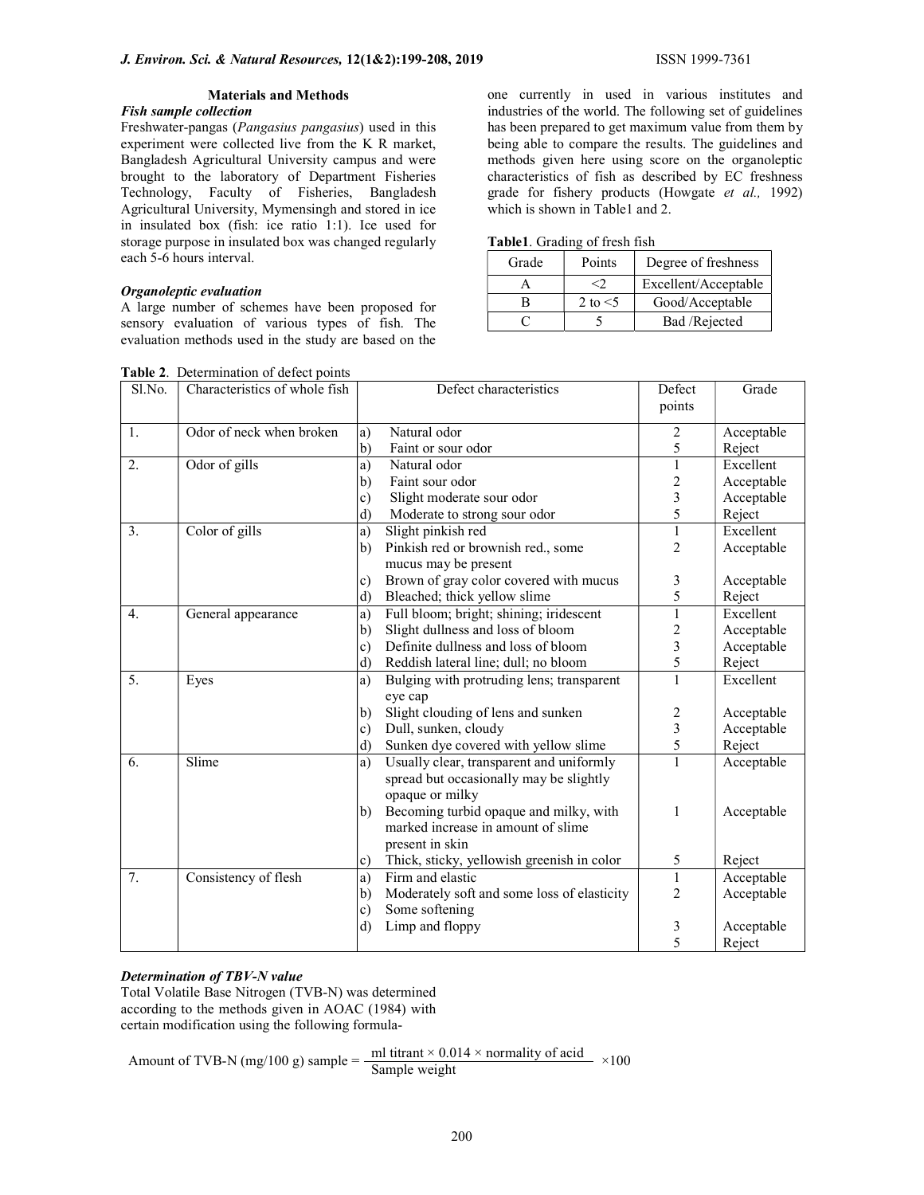## Materials and Methods

### *Fish sample collection*

Freshwater-pangas (*Pangasius pangasius*) used in this experiment were collected live from the K R market, Bangladesh Agricultural University campus and were brought to the laboratory of Department Fisheries Technology, Faculty of Fisheries, Bangladesh Agricultural University, Mymensingh and stored in ice in insulated box (fish: ice ratio 1:1). Ice used for storage purpose in insulated box was changed regularly each 5-6 hours interval.

### *Organoleptic evaluation*

A large number of schemes have been proposed for sensory evaluation of various types of fish. The evaluation methods used in the study are based on the one currently in used in various institutes and industries of the world. The following set of guidelines has been prepared to get maximum value from them by being able to compare the results. The guidelines and methods given here using score on the organoleptic characteristics of fish as described by EC freshness grade for fishery products (Howgate *et al.,* 1992) which is shown in Table1 and 2.

**Table1**. Grading of fresh fish

| Grade | Points | Degree of freshness |
|---|---|---|
| A | <2 | Excellent/Acceptable |
| B | 2 to <5 | Good/Acceptable |
| C | 5 | Bad /Rejected |

**Table 2**. Determination of defect points

| Sl.No. | Characteristics of whole fish | Defect characteristics | Defect points | Grade |
|---|---|---|---|---|
| 1. | Odor of neck when broken | a) Natural odor | 2 | Acceptable |
| | | b) Faint or sour odor | 5 | Reject |
| 2. | Odor of gills | a) Natural odor | 1 | Excellent |
| | | b) Faint sour odor | 2 | Acceptable |
| | | c) Slight moderate sour odor | 3 | Acceptable |
| | | d) Moderate to strong sour odor | 5 | Reject |
| 3. | Color of gills | a) Slight pinkish red | 1 | Excellent |
| | | b) Pinkish red or brownish red., some mucus may be present | 2 | Acceptable |
| | | c) Brown of gray color covered with mucus | 3 | Acceptable |
| | | d) Bleached; thick yellow slime | 5 | Reject |
| 4. | General appearance | a) Full bloom; bright; shining; iridescent | 1 | Excellent |
| | | b) Slight dullness and loss of bloom | 2 | Acceptable |
| | | c) Definite dullness and loss of bloom | 3 | Acceptable |
| | | d) Reddish lateral line; dull; no bloom | 5 | Reject |
| 5. | Eyes | a) Bulging with protruding lens; transparent eye cap | 1 | Excellent |
| | | b) Slight clouding of lens and sunken | 2 | Acceptable |
| | | c) Dull, sunken, cloudy | 3 | Acceptable |
| | | d) Sunken dye covered with yellow slime | 5 | Reject |
| 6. | Slime | a) Usually clear, transparent and uniformly spread but occasionally may be slightly opaque or milky | 1 | Acceptable |
| | | b) Becoming turbid opaque and milky, with marked increase in amount of slime present in skin | 1 | Acceptable |
| | | c) Thick, sticky, yellowish greenish in color | 5 | Reject |
| 7. | Consistency of flesh | a) Firm and elastic | 1 | Acceptable |
| | | b) Moderately soft and some loss of elasticity | 2 | Acceptable |
| | | c) Some softening | | |
| | | d) Limp and floppy | 3 | Acceptable |
| | | | 5 | Reject |

### *Determination of TBV-N value*

Total Volatile Base Nitrogen (TVB-N) was determined according to the methods given in AOAC (1984) with certain modification using the following formula-

$$\text{Amount of TVB-N (mg/100 g) sample} = \frac{\text{ml titrant} \times 0.014 \times \text{normality of acid}}{\text{Sample weight}} \times 100$$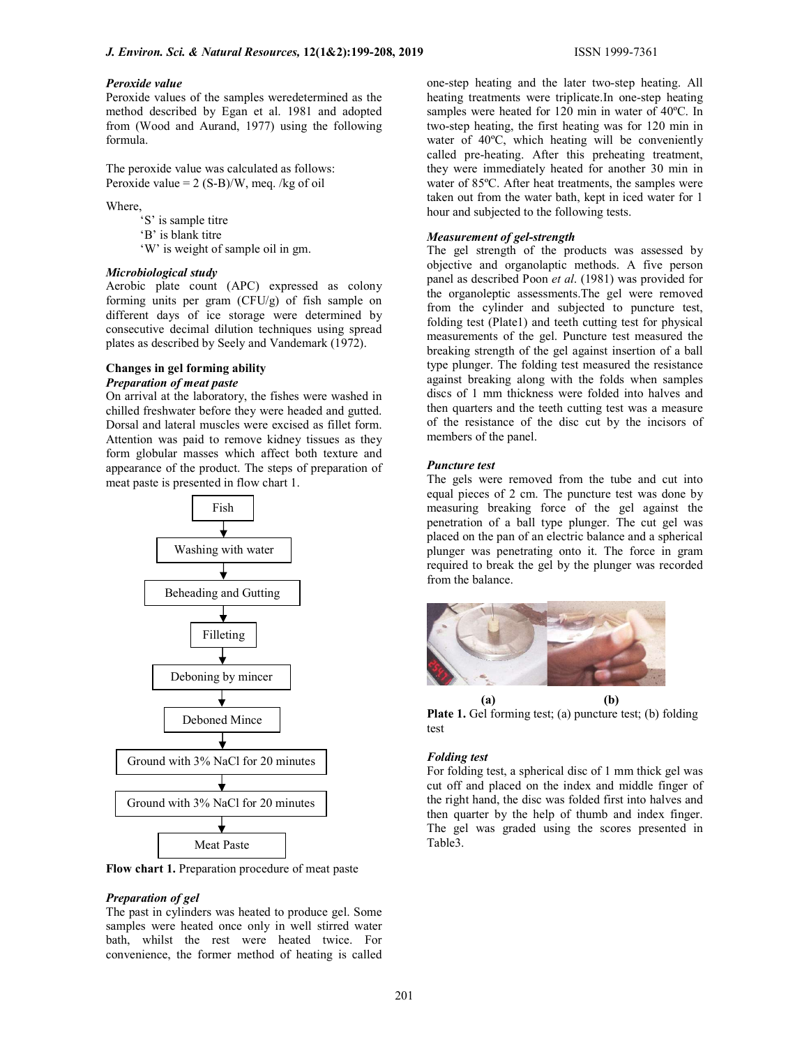### *Peroxide value*

Peroxide values of the samples weredetermined as the method described by Egan et al. 1981 and adopted from (Wood and Aurand, 1977) using the following formula.

The peroxide value was calculated as follows:
Peroxide value = 2 (S-B)/W, meq. /kg of oil

Where,

'S' is sample titre
'B' is blank titre
'W' is weight of sample oil in gm.

### *Microbiological study*

Aerobic plate count (APC) expressed as colony forming units per gram (CFU/g) of fish sample on different days of ice storage were determined by consecutive decimal dilution techniques using spread plates as described by Seely and Vandemark (1972).

## Changes in gel forming ability

### *Preparation of meat paste*

On arrival at the laboratory, the fishes were washed in chilled freshwater before they were headed and gutted. Dorsal and lateral muscles were excised as fillet form. Attention was paid to remove kidney tissues as they form globular masses which affect both texture and appearance of the product. The steps of preparation of meat paste is presented in flow chart 1.

Fish
↓
Washing with water
↓
Beheading and Gutting
↓
Filleting
↓
Deboning by mincer
↓
Deboned Mince
↓
Ground with 3% NaCl for 20 minutes
↓
Ground with 3% NaCl for 20 minutes
↓
Meat Paste

**Flow chart 1.** Preparation procedure of meat paste

### *Preparation of gel*

The past in cylinders was heated to produce gel. Some samples were heated once only in well stirred water bath, whilst the rest were heated twice. For convenience, the former method of heating is called one-step heating and the later two-step heating. All heating treatments were triplicate.In one-step heating samples were heated for 120 min in water of 40ºC. In two-step heating, the first heating was for 120 min in water of 40ºC, which heating will be conveniently called pre-heating. After this preheating treatment, they were immediately heated for another 30 min in water of 85ºC. After heat treatments, the samples were taken out from the water bath, kept in iced water for 1 hour and subjected to the following tests.

### *Measurement of gel-strength*

The gel strength of the products was assessed by objective and organolaptic methods. A five person panel as described Poon *et al*. (1981) was provided for the organoleptic assessments.The gel were removed from the cylinder and subjected to puncture test, folding test (Plate1) and teeth cutting test for physical measurements of the gel. Puncture test measured the breaking strength of the gel against insertion of a ball type plunger. The folding test measured the resistance against breaking along with the folds when samples discs of 1 mm thickness were folded into halves and then quarters and the teeth cutting test was a measure of the resistance of the disc cut by the incisors of members of the panel.

### *Puncture test*

The gels were removed from the tube and cut into equal pieces of 2 cm. The puncture test was done by measuring breaking force of the gel against the penetration of a ball type plunger. The cut gel was placed on the pan of an electric balance and a spherical plunger was penetrating onto it. The force in gram required to break the gel by the plunger was recorded from the balance.

(a) (b)

**Plate 1.** Gel forming test; (a) puncture test; (b) folding test

### *Folding test*

For folding test, a spherical disc of 1 mm thick gel was cut off and placed on the index and middle finger of the right hand, the disc was folded first into halves and then quarter by the help of thumb and index finger. The gel was graded using the scores presented in Table3.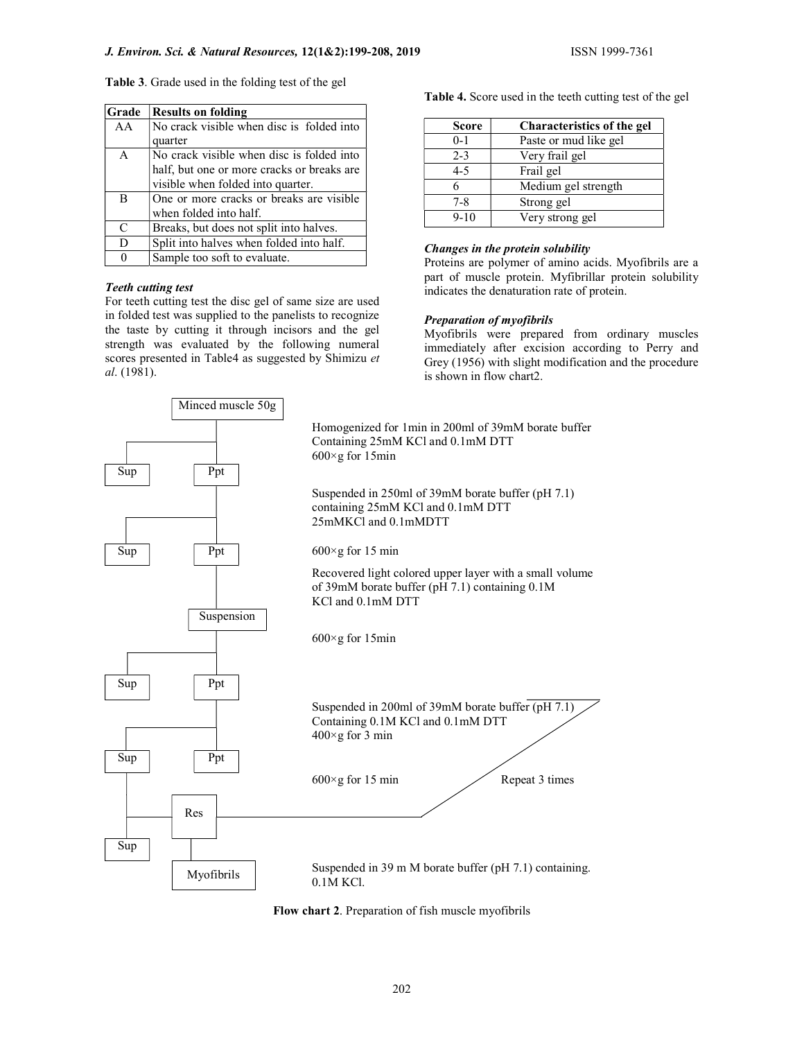**Table 3**. Grade used in the folding test of the gel

| Grade | Results on folding |
|---|---|
| AA | No crack visible when disc is folded into quarter |
| A | No crack visible when disc is folded into half, but one or more cracks or breaks are visible when folded into quarter. |
| B | One or more cracks or breaks are visible when folded into half. |
| C | Breaks, but does not split into halves. |
| D | Split into halves when folded into half. |
| 0 | Sample too soft to evaluate. |

***Teeth cutting test***

For teeth cutting test the disc gel of same size are used in folded test was supplied to the panelists to recognize the taste by cutting it through incisors and the gel strength was evaluated by the following numeral scores presented in Table4 as suggested by Shimizu *et al*. (1981).

**Table 4.** Score used in the teeth cutting test of the gel

| Score | Characteristics of the gel |
|---|---|
| 0-1 | Paste or mud like gel |
| 2-3 | Very frail gel |
| 4-5 | Frail gel |
| 6 | Medium gel strength |
| 7-8 | Strong gel |
| 9-10 | Very strong gel |

***Changes in the protein solubility***

Proteins are polymer of amino acids. Myofibrils are a part of muscle protein. Myfibrillar protein solubility indicates the denaturation rate of protein.

***Preparation of myofibrils***

Myofibrils were prepared from ordinary muscles immediately after excision according to Perry and Grey (1956) with slight modification and the procedure is shown in flow chart2.

```
Minced muscle 50g
    |   Homogenized for 1min in 200ml of 39mM borate buffer
    |   Containing 25mM KCl and 0.1mM DTT
    |   600×g for 15min
Sup   Ppt
        |   Suspended in 250ml of 39mM borate buffer (pH 7.1)
        |   containing 25mM KCl and 0.1mM DTT
        |   25mMKCl and 0.1mMDTT
Sup   Ppt   600×g for 15 min
        |   Recovered light colored upper layer with a small volume
        |   of 39mM borate buffer (pH 7.1) containing 0.1M
        |   KCl and 0.1mM DTT
    Suspension
        |   600×g for 15min
Sup   Ppt
        |   Suspended in 200ml of 39mM borate buffer (pH 7.1)
        |   Containing 0.1M KCl and 0.1mM DTT
        |   400×g for 3 min
Sup   Ppt
  |         600×g for 15 min          Repeat 3 times
  |   Res
Sup   |
    Myofibrils   Suspended in 39 m M borate buffer (pH 7.1) containing.
                 0.1M KCl.
```

**Flow chart 2**. Preparation of fish muscle myofibrils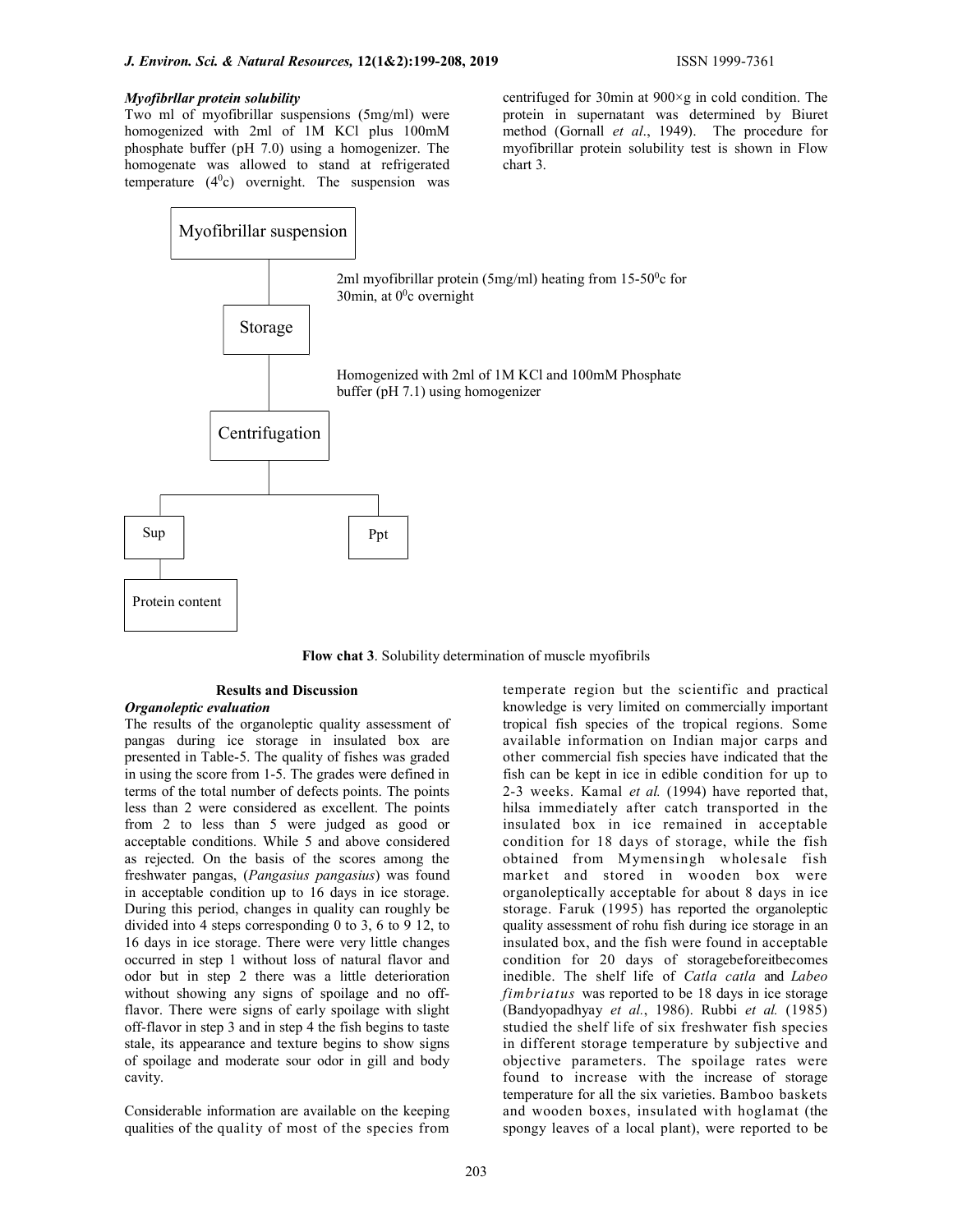***Myofibrllar protein solubility***

Two ml of myofibrillar suspensions (5mg/ml) were homogenized with 2ml of 1M KCl plus 100mM phosphate buffer (pH 7.0) using a homogenizer. The homogenate was allowed to stand at refrigerated temperature ($4^0$c) overnight. The suspension was centrifuged for 30min at 900×g in cold condition. The protein in supernatant was determined by Biuret method (Gornall *et al*., 1949). The procedure for myofibrillar protein solubility test is shown in Flow chart 3.

Myofibrillar suspension

2ml myofibrillar protein (5mg/ml) heating from 15-50$^0$c for 30min, at $0^0$c overnight

Storage

Homogenized with 2ml of 1M KCl and 100mM Phosphate buffer (pH 7.1) using homogenizer

Centrifugation

Sup | Ppt

Protein content

**Flow chat 3**. Solubility determination of muscle myofibrils

## Results and Discussion

***Organoleptic evaluation***

The results of the organoleptic quality assessment of pangas during ice storage in insulated box are presented in Table-5. The quality of fishes was graded in using the score from 1-5. The grades were defined in terms of the total number of defects points. The points less than 2 were considered as excellent. The points from 2 to less than 5 were judged as good or acceptable conditions. While 5 and above considered as rejected. On the basis of the scores among the freshwater pangas, (*Pangasius pangasius*) was found in acceptable condition up to 16 days in ice storage. During this period, changes in quality can roughly be divided into 4 steps corresponding 0 to 3, 6 to 9 12, to 16 days in ice storage. There were very little changes occurred in step 1 without loss of natural flavor and odor but in step 2 there was a little deterioration without showing any signs of spoilage and no off-flavor. There were signs of early spoilage with slight off-flavor in step 3 and in step 4 the fish begins to taste stale, its appearance and texture begins to show signs of spoilage and moderate sour odor in gill and body cavity.

Considerable information are available on the keeping qualities of the quality of most of the species from temperate region but the scientific and practical knowledge is very limited on commercially important tropical fish species of the tropical regions. Some available information on Indian major carps and other commercial fish species have indicated that the fish can be kept in ice in edible condition for up to 2-3 weeks. Kamal *et al.* (1994) have reported that, hilsa immediately after catch transported in the insulated box in ice remained in acceptable condition for 18 days of storage, while the fish obtained from Mymensingh wholesale fish market and stored in wooden box were organoleptically acceptable for about 8 days in ice storage. Faruk (1995) has reported the organoleptic quality assessment of rohu fish during ice storage in an insulated box, and the fish were found in acceptable condition for 20 days of storagebeforeitbecomes inedible. The shelf life of *Catla catla* and *Labeo fimbriatus* was reported to be 18 days in ice storage (Bandyopadhyay *et al.*, 1986). Rubbi *et al.* (1985) studied the shelf life of six freshwater fish species in different storage temperature by subjective and objective parameters. The spoilage rates were found to increase with the increase of storage temperature for all the six varieties. Bamboo baskets and wooden boxes, insulated with hoglamat (the spongy leaves of a local plant), were reported to be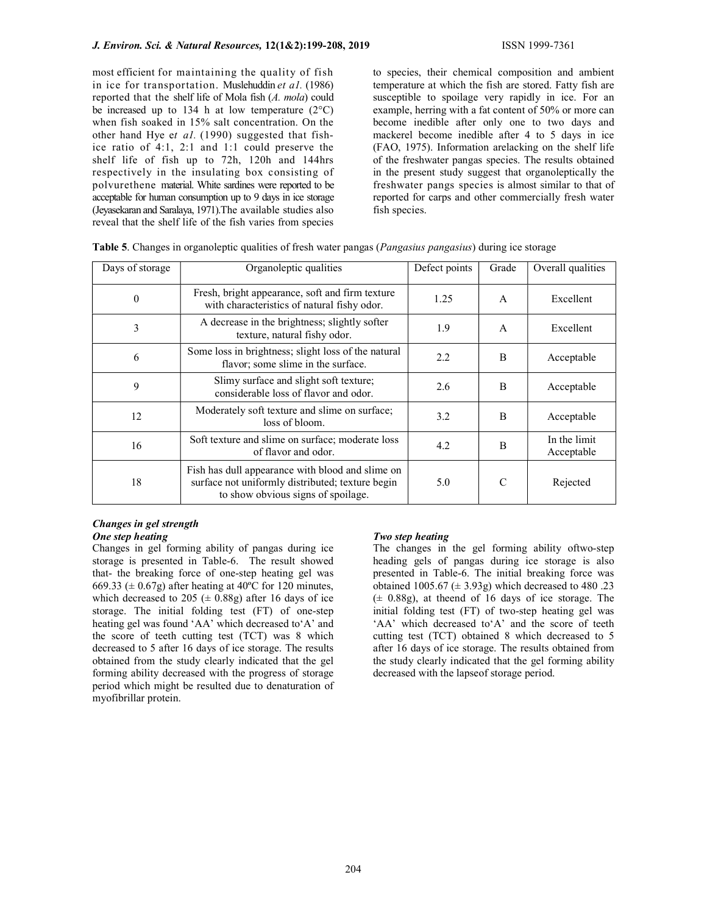most efficient for maintaining the quality of fish in ice for transportation. Muslehuddin *et a1.* (1986) reported that the shelf life of Mola fish (*A. mola*) could be increased up to 134 h at low temperature (2°C) when fish soaked in 15% salt concentration. On the other hand Hye e*t a1.* (1990) suggested that fish-ice ratio of 4:1, 2:1 and 1:1 could preserve the shelf life of fish up to 72h, 120h and 144hrs respectively in the insulating box consisting of polvurethene material. White sardines were reported to be acceptable for human consumption up to 9 days in ice storage (Jeyasekaran and Saralaya, 1971).The available studies also reveal that the shelf life of the fish varies from species to species, their chemical composition and ambient temperature at which the fish are stored. Fatty fish are susceptible to spoilage very rapidly in ice. For an example, herring with a fat content of 50% or more can become inedible after only one to two days and mackerel become inedible after 4 to 5 days in ice (FAO, 1975). Information arelacking on the shelf life of the freshwater pangas species. The results obtained in the present study suggest that organoleptically the freshwater pangs species is almost similar to that of reported for carps and other commercially fresh water fish species.

**Table 5**. Changes in organoleptic qualities of fresh water pangas (*Pangasius pangasius*) during ice storage

| Days of storage | Organoleptic qualities | Defect points | Grade | Overall qualities |
|---|---|---|---|---|
| 0 | Fresh, bright appearance, soft and firm texture with characteristics of natural fishy odor. | 1.25 | A | Excellent |
| 3 | A decrease in the brightness; slightly softer texture, natural fishy odor. | 1.9 | A | Excellent |
| 6 | Some loss in brightness; slight loss of the natural flavor; some slime in the surface. | 2.2 | B | Acceptable |
| 9 | Slimy surface and slight soft texture; considerable loss of flavor and odor. | 2.6 | B | Acceptable |
| 12 | Moderately soft texture and slime on surface; loss of bloom. | 3.2 | B | Acceptable |
| 16 | Soft texture and slime on surface; moderate loss of flavor and odor. | 4.2 | B | In the limit Acceptable |
| 18 | Fish has dull appearance with blood and slime on surface not uniformly distributed; texture begin to show obvious signs of spoilage. | 5.0 | C | Rejected |

### *Changes in gel strength*

#### *One step heating*

Changes in gel forming ability of pangas during ice storage is presented in Table-6. The result showed that- the breaking force of one-step heating gel was 669.33 (± 0.67g) after heating at 40ºC for 120 minutes, which decreased to 205 (± 0.88g) after 16 days of ice storage. The initial folding test (FT) of one-step heating gel was found 'AA' which decreased to'A' and the score of teeth cutting test (TCT) was 8 which decreased to 5 after 16 days of ice storage. The results obtained from the study clearly indicated that the gel forming ability decreased with the progress of storage period which might be resulted due to denaturation of myofibrillar protein.

#### *Two step heating*

The changes in the gel forming ability oftwo-step heading gels of pangas during ice storage is also presented in Table-6. The initial breaking force was obtained 1005.67 (± 3.93g) which decreased to 480 .23 (± 0.88g), at theend of 16 days of ice storage. The initial folding test (FT) of two-step heating gel was 'AA' which decreased to'A' and the score of teeth cutting test (TCT) obtained 8 which decreased to 5 after 16 days of ice storage. The results obtained from the study clearly indicated that the gel forming ability decreased with the lapseof storage period.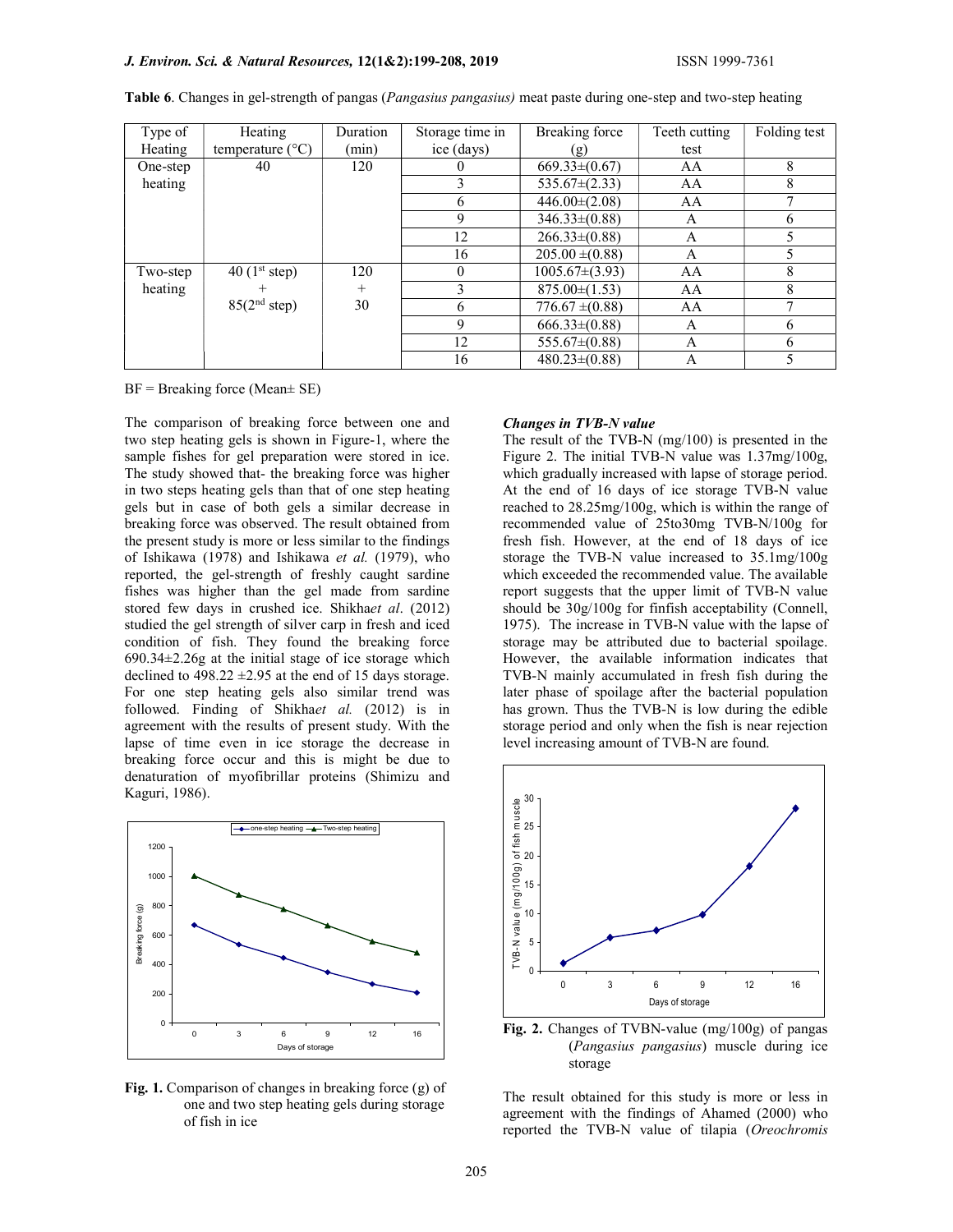**Table 6**. Changes in gel-strength of pangas (*Pangasius pangasius)* meat paste during one-step and two-step heating

| Type of Heating | Heating temperature (°C) | Duration (min) | Storage time in ice (days) | Breaking force (g) | Teeth cutting test | Folding test |
|---|---|---|---|---|---|---|
| One-step heating | 40 | 120 | 0 | 669.33±(0.67) | AA | 8 |
| | | | 3 | 535.67±(2.33) | AA | 8 |
| | | | 6 | 446.00±(2.08) | AA | 7 |
| | | | 9 | 346.33±(0.88) | A | 6 |
| | | | 12 | 266.33±(0.88) | A | 5 |
| | | | 16 | 205.00 ±(0.88) | A | 5 |
| Two-step heating | 40 (1st step) + 85(2nd step) | 120 + 30 | 0 | 1005.67±(3.93) | AA | 8 |
| | | | 3 | 875.00±(1.53) | AA | 8 |
| | | | 6 | 776.67 ±(0.88) | AA | 7 |
| | | | 9 | 666.33±(0.88) | A | 6 |
| | | | 12 | 555.67±(0.88) | A | 6 |
| | | | 16 | 480.23±(0.88) | A | 5 |

BF = Breaking force (Mean± SE)

The comparison of breaking force between one and two step heating gels is shown in Figure-1, where the sample fishes for gel preparation were stored in ice. The study showed that- the breaking force was higher in two steps heating gels than that of one step heating gels but in case of both gels a similar decrease in breaking force was observed. The result obtained from the present study is more or less similar to the findings of Ishikawa (1978) and Ishikawa *et al.* (1979), who reported, the gel-strength of freshly caught sardine fishes was higher than the gel made from sardine stored few days in crushed ice. Shikha*et al*. (2012) studied the gel strength of silver carp in fresh and iced condition of fish. They found the breaking force 690.34±2.26g at the initial stage of ice storage which declined to 498.22 ±2.95 at the end of 15 days storage. For one step heating gels also similar trend was followed. Finding of Shikha*et al.* (2012) is in agreement with the results of present study. With the lapse of time even in ice storage the decrease in breaking force occur and this is might be due to denaturation of myofibrillar proteins (Shimizu and Kaguri, 1986).

**Fig. 1.** Comparison of changes in breaking force (g) of one and two step heating gels during storage of fish in ice

***Changes in TVB-N value***

The result of the TVB-N (mg/100) is presented in the Figure 2. The initial TVB-N value was 1.37mg/100g, which gradually increased with lapse of storage period. At the end of 16 days of ice storage TVB-N value reached to 28.25mg/100g, which is within the range of recommended value of 25to30mg TVB-N/100g for fresh fish. However, at the end of 18 days of ice storage the TVB-N value increased to 35.1mg/100g which exceeded the recommended value. The available report suggests that the upper limit of TVB-N value should be 30g/100g for finfish acceptability (Connell, 1975). The increase in TVB-N value with the lapse of storage may be attributed due to bacterial spoilage. However, the available information indicates that TVB-N mainly accumulated in fresh fish during the later phase of spoilage after the bacterial population has grown. Thus the TVB-N is low during the edible storage period and only when the fish is near rejection level increasing amount of TVB-N are found.

**Fig. 2.** Changes of TVBN-value (mg/100g) of pangas (*Pangasius pangasius*) muscle during ice storage

The result obtained for this study is more or less in agreement with the findings of Ahamed (2000) who reported the TVB-N value of tilapia (*Oreochromis*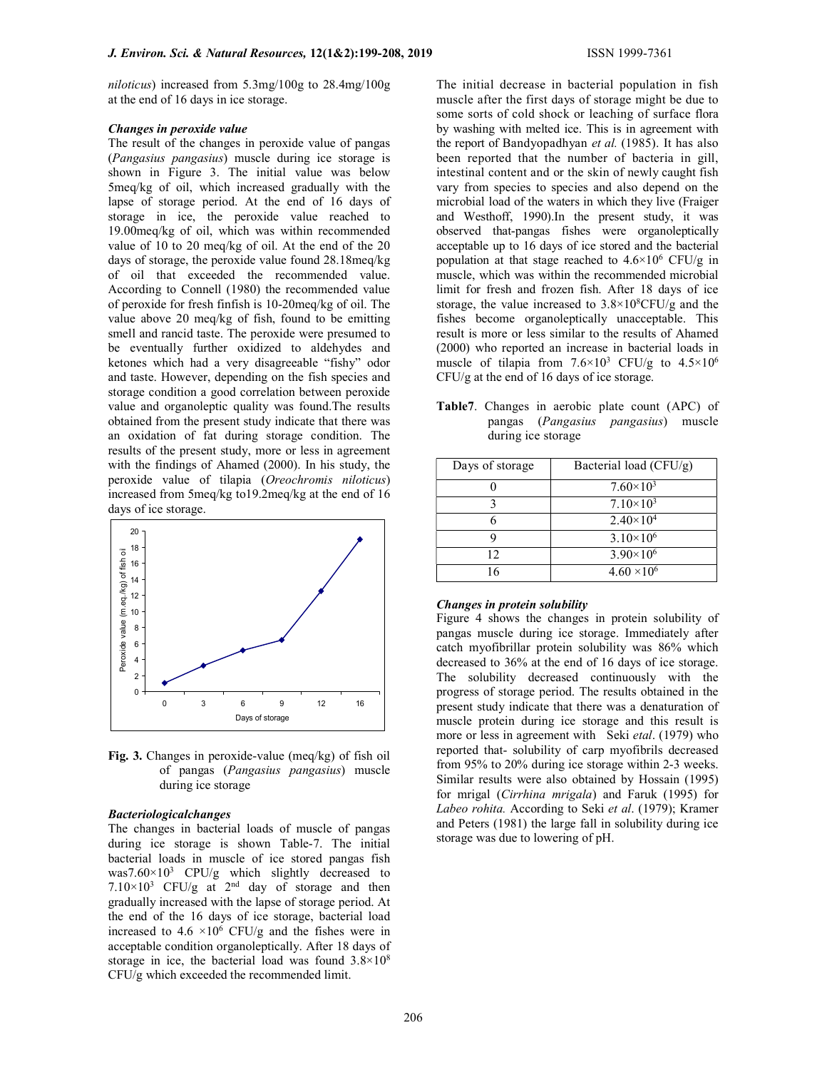*niloticus*) increased from 5.3mg/100g to 28.4mg/100g at the end of 16 days in ice storage.

***Changes in peroxide value***

The result of the changes in peroxide value of pangas (*Pangasius pangasius*) muscle during ice storage is shown in Figure 3. The initial value was below 5meq/kg of oil, which increased gradually with the lapse of storage period. At the end of 16 days of storage in ice, the peroxide value reached to 19.00meq/kg of oil, which was within recommended value of 10 to 20 meq/kg of oil. At the end of the 20 days of storage, the peroxide value found 28.18meq/kg of oil that exceeded the recommended value. According to Connell (1980) the recommended value of peroxide for fresh finfish is 10-20meq/kg of oil. The value above 20 meq/kg of fish, found to be emitting smell and rancid taste. The peroxide were presumed to be eventually further oxidized to aldehydes and ketones which had a very disagreeable "fishy" odor and taste. However, depending on the fish species and storage condition a good correlation between peroxide value and organoleptic quality was found.The results obtained from the present study indicate that there was an oxidation of fat during storage condition. The results of the present study, more or less in agreement with the findings of Ahamed (2000). In his study, the peroxide value of tilapia (*Oreochromis niloticus*) increased from 5meq/kg to19.2meq/kg at the end of 16 days of ice storage.

**Fig. 3.** Changes in peroxide-value (meq/kg) of fish oil of pangas (*Pangasius pangasius*) muscle during ice storage

***Bacteriologicalchanges***

The changes in bacterial loads of muscle of pangas during ice storage is shown Table-7. The initial bacterial loads in muscle of ice stored pangas fish was$7.60\times10^3$ CPU/g which slightly decreased to $7.10\times10^3$ CFU/g at 2nd day of storage and then gradually increased with the lapse of storage period. At the end of the 16 days of ice storage, bacterial load increased to $4.6\times10^6$ CFU/g and the fishes were in acceptable condition organoleptically. After 18 days of storage in ice, the bacterial load was found $3.8\times10^8$ CFU/g which exceeded the recommended limit.

The initial decrease in bacterial population in fish muscle after the first days of storage might be due to some sorts of cold shock or leaching of surface flora by washing with melted ice. This is in agreement with the report of Bandyopadhyan *et al.* (1985). It has also been reported that the number of bacteria in gill, intestinal content and or the skin of newly caught fish vary from species to species and also depend on the microbial load of the waters in which they live (Fraiger and Westhoff, 1990).In the present study, it was observed that-pangas fishes were organoleptically acceptable up to 16 days of ice stored and the bacterial population at that stage reached to $4.6\times10^6$ CFU/g in muscle, which was within the recommended microbial limit for fresh and frozen fish. After 18 days of ice storage, the value increased to $3.8\times10^8$CFU/g and the fishes become organoleptically unacceptable. This result is more or less similar to the results of Ahamed (2000) who reported an increase in bacterial loads in muscle of tilapia from $7.6\times10^3$ CFU/g to $4.5\times10^6$ CFU/g at the end of 16 days of ice storage.

**Table7**. Changes in aerobic plate count (APC) of pangas (*Pangasius pangasius*) muscle during ice storage

| Days of storage | Bacterial load (CFU/g) |
|---|---|
| 0 | $7.60\times10^3$ |
| 3 | $7.10\times10^3$ |
| 6 | $2.40\times10^4$ |
| 9 | $3.10\times10^6$ |
| 12 | $3.90\times10^6$ |
| 16 | $4.60\times10^6$ |

***Changes in protein solubility***

Figure 4 shows the changes in protein solubility of pangas muscle during ice storage. Immediately after catch myofibrillar protein solubility was 86% which decreased to 36% at the end of 16 days of ice storage. The solubility decreased continuously with the progress of storage period. The results obtained in the present study indicate that there was a denaturation of muscle protein during ice storage and this result is more or less in agreement with Seki *etal*. (1979) who reported that- solubility of carp myofibrils decreased from 95% to 20% during ice storage within 2-3 weeks. Similar results were also obtained by Hossain (1995) for mrigal (*Cirrhina mrigala*) and Faruk (1995) for *Labeo rohita.* According to Seki *et al*. (1979); Kramer and Peters (1981) the large fall in solubility during ice storage was due to lowering of pH.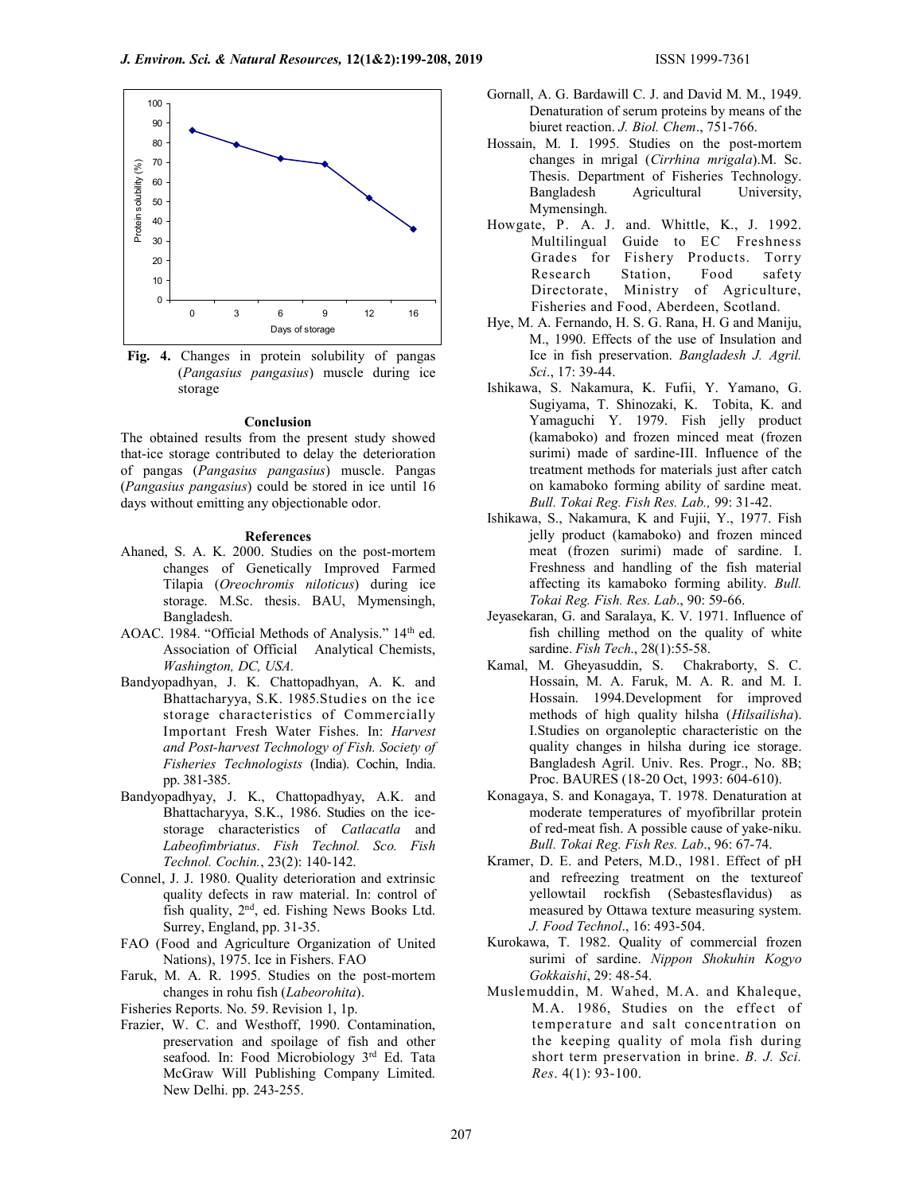Fig. 4. Changes in protein solubility of pangas (*Pangasius pangasius*) muscle during ice storage

### Conclusion

The obtained results from the present study showed that-ice storage contributed to delay the deterioration of pangas (*Pangasius pangasius*) muscle. Pangas (*Pangasius pangasius*) could be stored in ice until 16 days without emitting any objectionable odor.

### References

Ahaned, S. A. K. 2000. Studies on the post-mortem changes of Genetically Improved Farmed Tilapia (*Oreochromis niloticus*) during ice storage. M.Sc. thesis. BAU, Mymensingh, Bangladesh.

AOAC. 1984. "Official Methods of Analysis." 14th ed. Association of Official Analytical Chemists, *Washington, DC, USA.*

Bandyopadhyan, J. K. Chattopadhyan, A. K. and Bhattacharyya, S.K. 1985.Studies on the ice storage characteristics of Commercially Important Fresh Water Fishes. In: *Harvest and Post-harvest Technology of Fish. Society of Fisheries Technologists* (India). Cochin, India. pp. 381-385.

Bandyopadhyay, J. K., Chattopadhyay, A.K. and Bhattacharyya, S.K., 1986. Studies on the ice-storage characteristics of *Catlacatla* and *Labeofimbriatus*. *Fish Technol. Sco. Fish Technol. Cochin.*, 23(2): 140-142.

Connel, J. J. 1980. Quality deterioration and extrinsic quality defects in raw material. In: control of fish quality, 2nd, ed. Fishing News Books Ltd. Surrey, England, pp. 31-35.

FAO (Food and Agriculture Organization of United Nations), 1975. Ice in Fishers. FAO

Faruk, M. A. R. 1995. Studies on the post-mortem changes in rohu fish (*Labeorohita*).

Fisheries Reports. No. 59. Revision 1, 1p.

Frazier, W. C. and Westhoff, 1990. Contamination, preservation and spoilage of fish and other seafood. In: Food Microbiology 3rd Ed. Tata McGraw Will Publishing Company Limited. New Delhi. pp. 243-255.

Gornall, A. G. Bardawill C. J. and David M. M., 1949. Denaturation of serum proteins by means of the biuret reaction. *J. Biol. Chem*., 751-766.

Hossain, M. I. 1995. Studies on the post-mortem changes in mrigal (*Cirrhina mrigala*).M. Sc. Thesis. Department of Fisheries Technology. Bangladesh Agricultural University, Mymensingh.

Howgate, P. A. J. and. Whittle, K., J. 1992. Multilingual Guide to EC Freshness Grades for Fishery Products. Torry Research Station, Food safety Directorate, Ministry of Agriculture, Fisheries and Food, Aberdeen, Scotland.

Hye, M. A. Fernando, H. S. G. Rana, H. G and Maniju, M., 1990. Effects of the use of Insulation and Ice in fish preservation. *Bangladesh J. Agril. Sci*., 17: 39-44.

Ishikawa, S. Nakamura, K. Fufii, Y. Yamano, G. Sugiyama, T. Shinozaki, K. Tobita, K. and Yamaguchi Y. 1979. Fish jelly product (kamaboko) and frozen minced meat (frozen surimi) made of sardine-III. Influence of the treatment methods for materials just after catch on kamaboko forming ability of sardine meat. *Bull. Tokai Reg. Fish Res. Lab.,* 99: 31-42.

Ishikawa, S., Nakamura, K and Fujii, Y., 1977. Fish jelly product (kamaboko) and frozen minced meat (frozen surimi) made of sardine. I. Freshness and handling of the fish material affecting its kamaboko forming ability. *Bull. Tokai Reg. Fish. Res. Lab*., 90: 59-66.

Jeyasekaran, G. and Saralaya, K. V. 1971. Influence of fish chilling method on the quality of white sardine. *Fish Tech*., 28(1):55-58.

Kamal, M. Gheyasuddin, S. Chakraborty, S. C. Hossain, M. A. Faruk, M. A. R. and M. I. Hossain. 1994.Development for improved methods of high quality hilsha (*Hilsailisha*). I.Studies on organoleptic characteristic on the quality changes in hilsha during ice storage. Bangladesh Agril. Univ. Res. Progr., No. 8B; Proc. BAURES (18-20 Oct, 1993: 604-610).

Konagaya, S. and Konagaya, T. 1978. Denaturation at moderate temperatures of myofibrillar protein of red-meat fish. A possible cause of yake-niku. *Bull. Tokai Reg. Fish Res. Lab*., 96: 67-74.

Kramer, D. E. and Peters, M.D., 1981. Effect of pH and refreezing treatment on the textureof yellowtail rockfish (Sebastesflavidus) as measured by Ottawa texture measuring system. *J. Food Technol*., 16: 493-504.

Kurokawa, T. 1982. Quality of commercial frozen surimi of sardine. *Nippon Shokuhin Kogyo Gokkaishi*, 29: 48-54.

Muslemuddin, M. Wahed, M.A. and Khaleque, M.A. 1986, Studies on the effect of temperature and salt concentration on the keeping quality of mola fish during short term preservation in brine. *B. J. Sci. Res*. 4(1): 93-100.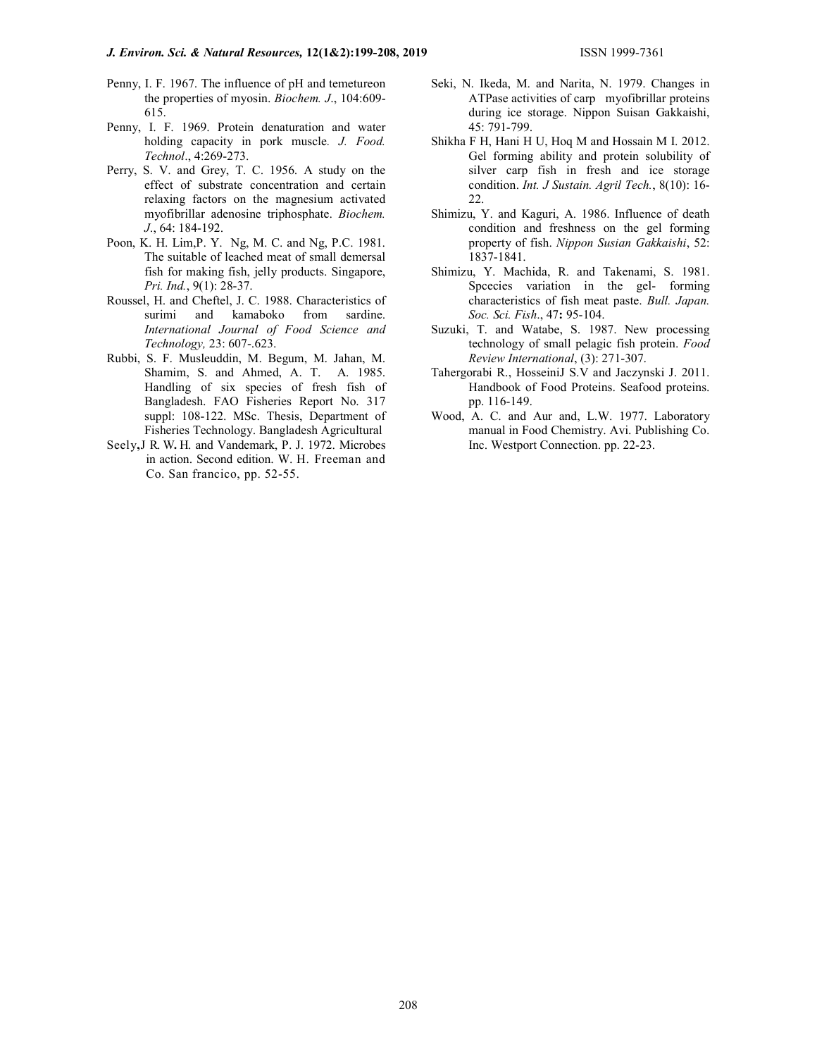Penny, I. F. 1967. The influence of pH and temetureon the properties of myosin. *Biochem. J*., 104:609-615.

Penny, I. F. 1969. Protein denaturation and water holding capacity in pork muscle*. J. Food. Technol*., 4:269-273.

Perry, S. V. and Grey, T. C. 1956. A study on the effect of substrate concentration and certain relaxing factors on the magnesium activated myofibrillar adenosine triphosphate. *Biochem. J*., 64: 184-192.

Poon, K. H. Lim,P. Y. Ng, M. C. and Ng, P.C. 1981. The suitable of leached meat of small demersal fish for making fish, jelly products. Singapore, *Pri. Ind.*, 9(1): 28-37.

Roussel, H. and Cheftel, J. C. 1988. Characteristics of surimi and kamaboko from sardine. *International Journal of Food Science and Technology,* 23: 607-.623.

Rubbi, S. F. Musleuddin, M. Begum, M. Jahan, M. Shamim, S. and Ahmed, A. T. A. 1985. Handling of six species of fresh fish of Bangladesh. FAO Fisheries Report No. 317 suppl: 108-122. MSc. Thesis, Department of Fisheries Technology. Bangladesh Agricultural

Seely**,**J R. W**.** H. and Vandemark, P. J. 1972. Microbes in action. Second edition. W. H. Freeman and Co. San francico, pp. 52-55.

Seki, N. Ikeda, M. and Narita, N. 1979. Changes in ATPase activities of carp myofibrillar proteins during ice storage. Nippon Suisan Gakkaishi, 45: 791-799.

Shikha F H, Hani H U, Hoq M and Hossain M I. 2012. Gel forming ability and protein solubility of silver carp fish in fresh and ice storage condition. *Int. J Sustain. Agril Tech.*, 8(10): 16-22.

Shimizu, Y. and Kaguri, A. 1986. Influence of death condition and freshness on the gel forming property of fish. *Nippon Susian Gakkaishi*, 52: 1837-1841.

Shimizu, Y. Machida, R. and Takenami, S. 1981. Spcecies variation in the gel- forming characteristics of fish meat paste. *Bull. Japan. Soc. Sci. Fish*., 47**:** 95-104.

Suzuki, T. and Watabe, S. 1987. New processing technology of small pelagic fish protein. *Food Review International*, (3): 271-307.

Tahergorabi R., HosseiniJ S.V and Jaczynski J. 2011. Handbook of Food Proteins. Seafood proteins. pp. 116-149.

Wood, A. C. and Aur and, L.W. 1977. Laboratory manual in Food Chemistry. Avi. Publishing Co. Inc. Westport Connection. pp. 22-23.